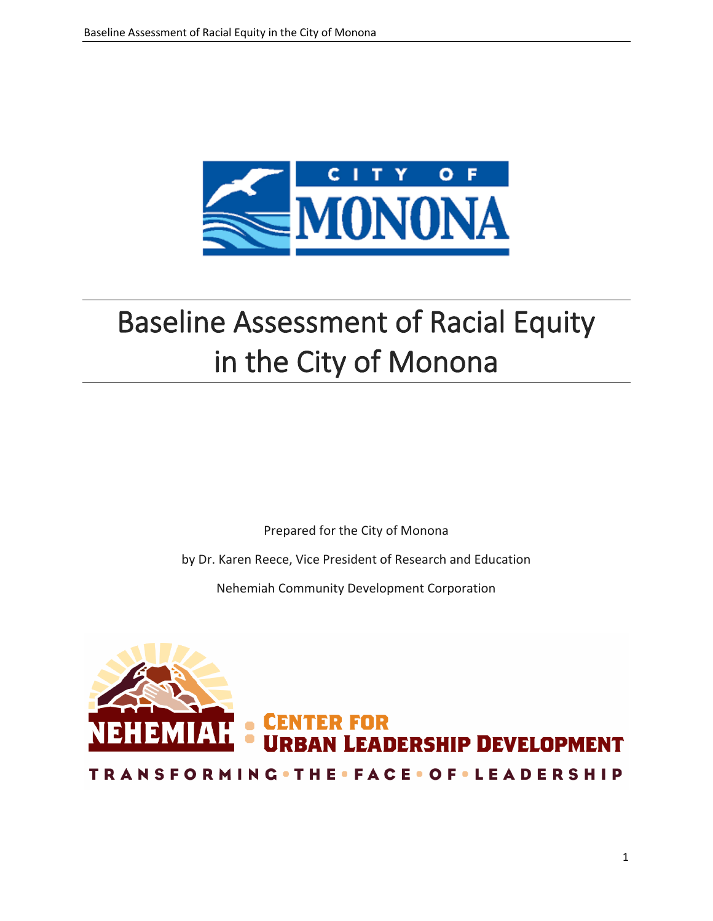# Baseline Assessment of Racial Equity in the City of Monona

Prepared for the City of Monona

by Dr. Karen Reece, Vice President of Research and Education

Nehemiah Community Development Corporation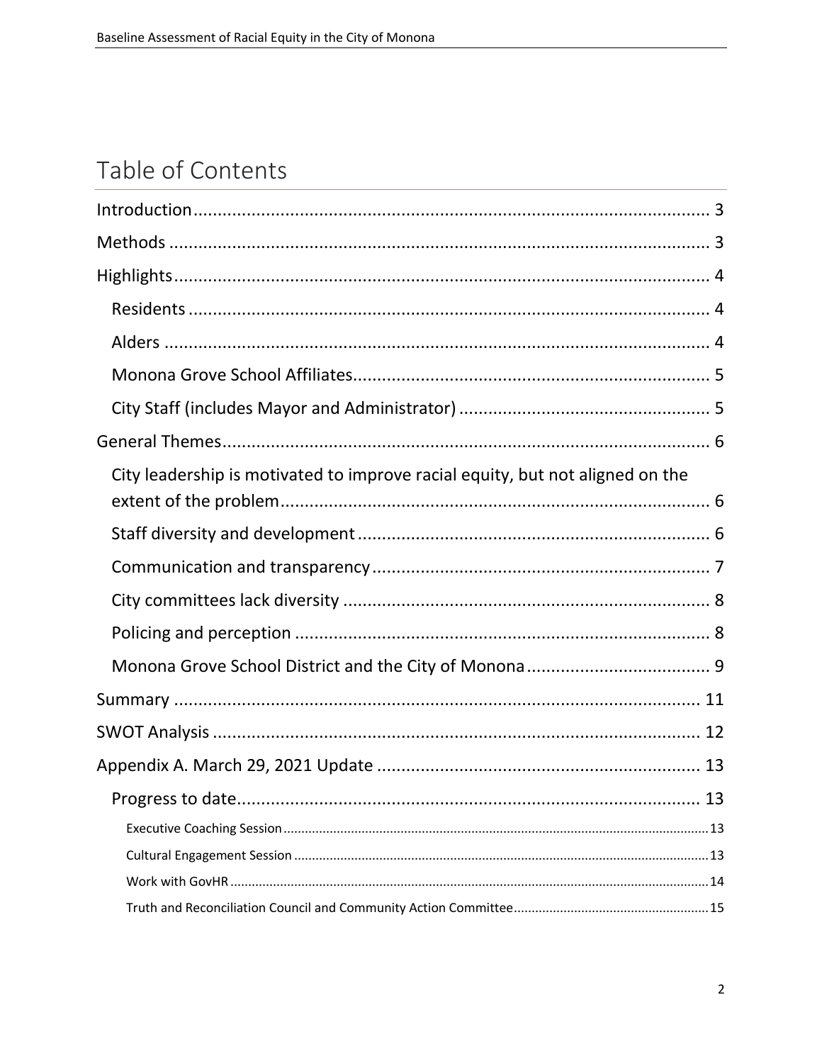# Table of Contents

- Introduction ..... 3
- Methods ..... 3
- Highlights ..... 4
  - Residents ..... 4
  - Alders ..... 4
  - Monona Grove School Affiliates ..... 5
  - City Staff (includes Mayor and Administrator) ..... 5
- General Themes ..... 6
  - City leadership is motivated to improve racial equity, but not aligned on the extent of the problem ..... 6
  - Staff diversity and development ..... 6
  - Communication and transparency ..... 7
  - City committees lack diversity ..... 8
  - Policing and perception ..... 8
  - Monona Grove School District and the City of Monona ..... 9
- Summary ..... 11
- SWOT Analysis ..... 12
- Appendix A. March 29, 2021 Update ..... 13
  - Progress to date ..... 13
    - Executive Coaching Session ..... 13
    - Cultural Engagement Session ..... 13
    - Work with GovHR ..... 14
    - Truth and Reconciliation Council and Community Action Committee ..... 15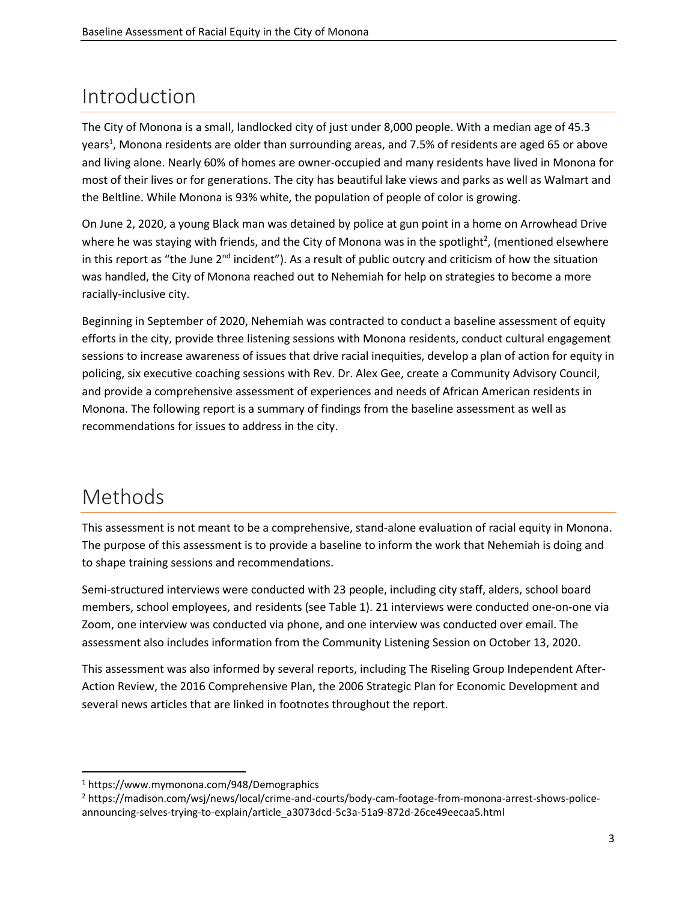# Introduction

The City of Monona is a small, landlocked city of just under 8,000 people. With a median age of 45.3 years[1], Monona residents are older than surrounding areas, and 7.5% of residents are aged 65 or above and living alone. Nearly 60% of homes are owner-occupied and many residents have lived in Monona for most of their lives or for generations. The city has beautiful lake views and parks as well as Walmart and the Beltline. While Monona is 93% white, the population of people of color is growing.

On June 2, 2020, a young Black man was detained by police at gun point in a home on Arrowhead Drive where he was staying with friends, and the City of Monona was in the spotlight[2], (mentioned elsewhere in this report as "the June 2nd incident"). As a result of public outcry and criticism of how the situation was handled, the City of Monona reached out to Nehemiah for help on strategies to become a more racially-inclusive city.

Beginning in September of 2020, Nehemiah was contracted to conduct a baseline assessment of equity efforts in the city, provide three listening sessions with Monona residents, conduct cultural engagement sessions to increase awareness of issues that drive racial inequities, develop a plan of action for equity in policing, six executive coaching sessions with Rev. Dr. Alex Gee, create a Community Advisory Council, and provide a comprehensive assessment of experiences and needs of African American residents in Monona. The following report is a summary of findings from the baseline assessment as well as recommendations for issues to address in the city.

# Methods

This assessment is not meant to be a comprehensive, stand-alone evaluation of racial equity in Monona. The purpose of this assessment is to provide a baseline to inform the work that Nehemiah is doing and to shape training sessions and recommendations.

Semi-structured interviews were conducted with 23 people, including city staff, alders, school board members, school employees, and residents (see Table 1). 21 interviews were conducted one-on-one via Zoom, one interview was conducted via phone, and one interview was conducted over email. The assessment also includes information from the Community Listening Session on October 13, 2020.

This assessment was also informed by several reports, including The Riseling Group Independent After-Action Review, the 2016 Comprehensive Plan, the 2006 Strategic Plan for Economic Development and several news articles that are linked in footnotes throughout the report.

[1] https://www.mymonona.com/948/Demographics

[2] https://madison.com/wsj/news/local/crime-and-courts/body-cam-footage-from-monona-arrest-shows-police-announcing-selves-trying-to-explain/article_a3073dcd-5c3a-51a9-872d-26ce49eecaa5.html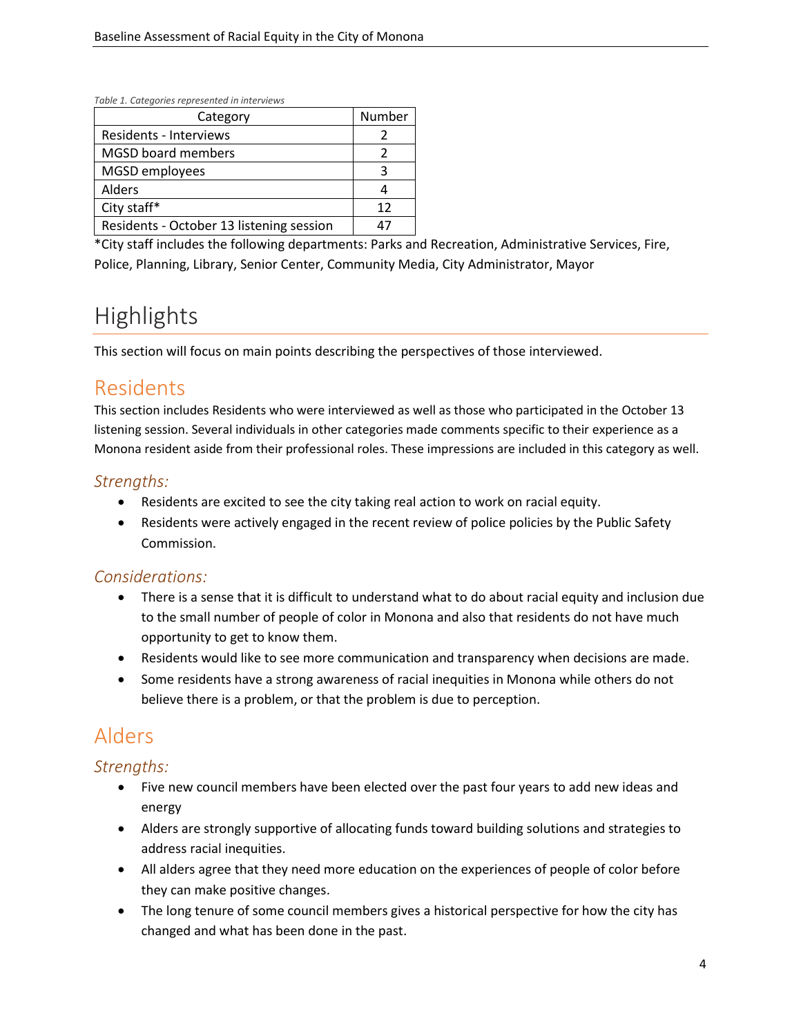*Table 1. Categories represented in interviews*

| Category | Number |
|---|---|
| Residents - Interviews | 2 |
| MGSD board members | 2 |
| MGSD employees | 3 |
| Alders | 4 |
| City staff* | 12 |
| Residents - October 13 listening session | 47 |

*City staff includes the following departments: Parks and Recreation, Administrative Services, Fire, Police, Planning, Library, Senior Center, Community Media, City Administrator, Mayor

# Highlights

This section will focus on main points describing the perspectives of those interviewed.

## Residents

This section includes Residents who were interviewed as well as those who participated in the October 13 listening session. Several individuals in other categories made comments specific to their experience as a Monona resident aside from their professional roles. These impressions are included in this category as well.

### *Strengths:*

- Residents are excited to see the city taking real action to work on racial equity.
- Residents were actively engaged in the recent review of police policies by the Public Safety Commission.

### *Considerations:*

- There is a sense that it is difficult to understand what to do about racial equity and inclusion due to the small number of people of color in Monona and also that residents do not have much opportunity to get to know them.
- Residents would like to see more communication and transparency when decisions are made.
- Some residents have a strong awareness of racial inequities in Monona while others do not believe there is a problem, or that the problem is due to perception.

## Alders

### *Strengths:*

- Five new council members have been elected over the past four years to add new ideas and energy
- Alders are strongly supportive of allocating funds toward building solutions and strategies to address racial inequities.
- All alders agree that they need more education on the experiences of people of color before they can make positive changes.
- The long tenure of some council members gives a historical perspective for how the city has changed and what has been done in the past.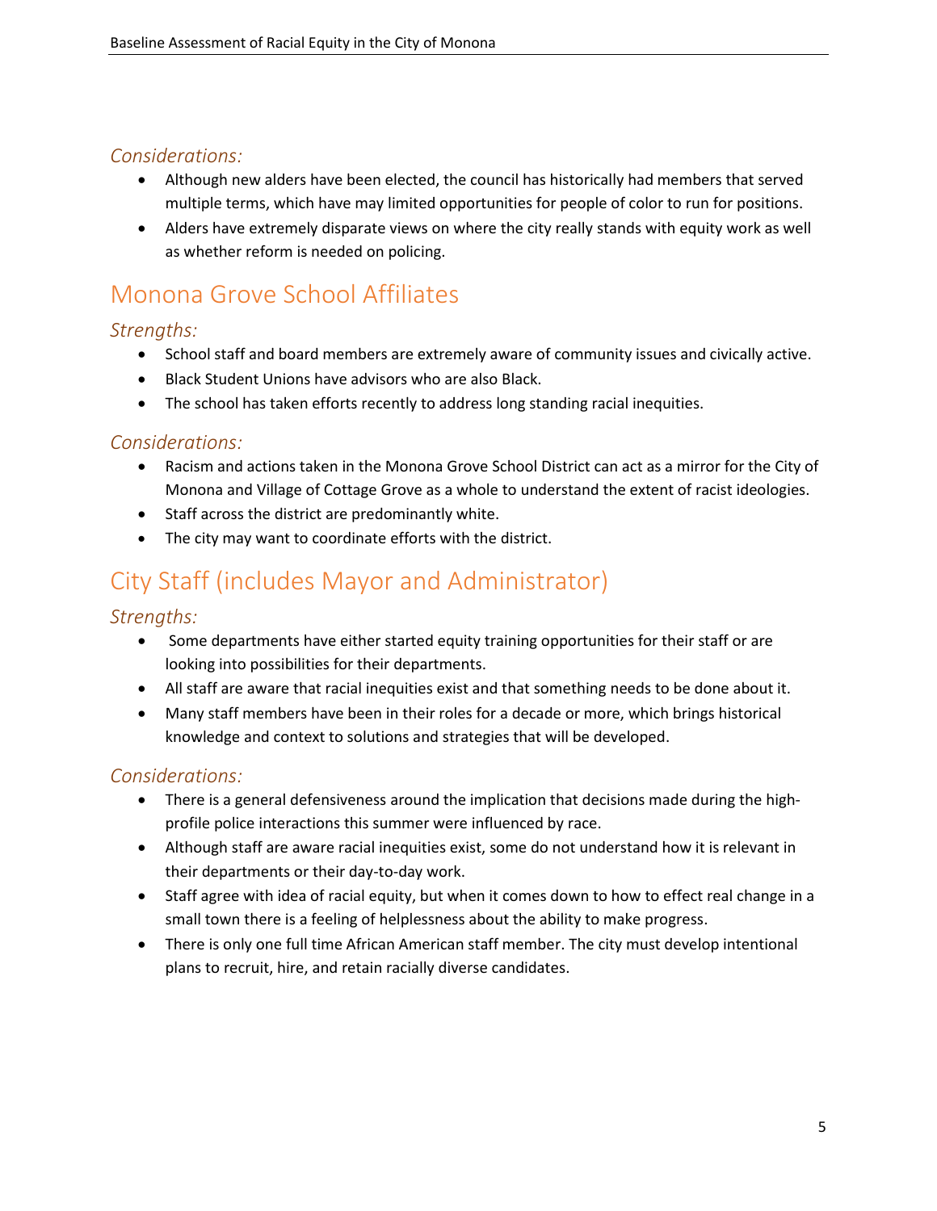### *Considerations:*

- Although new alders have been elected, the council has historically had members that served multiple terms, which have may limited opportunities for people of color to run for positions.
- Alders have extremely disparate views on where the city really stands with equity work as well as whether reform is needed on policing.

## Monona Grove School Affiliates

### *Strengths:*

- School staff and board members are extremely aware of community issues and civically active.
- Black Student Unions have advisors who are also Black.
- The school has taken efforts recently to address long standing racial inequities.

### *Considerations:*

- Racism and actions taken in the Monona Grove School District can act as a mirror for the City of Monona and Village of Cottage Grove as a whole to understand the extent of racist ideologies.
- Staff across the district are predominantly white.
- The city may want to coordinate efforts with the district.

## City Staff (includes Mayor and Administrator)

### *Strengths:*

- Some departments have either started equity training opportunities for their staff or are looking into possibilities for their departments.
- All staff are aware that racial inequities exist and that something needs to be done about it.
- Many staff members have been in their roles for a decade or more, which brings historical knowledge and context to solutions and strategies that will be developed.

### *Considerations:*

- There is a general defensiveness around the implication that decisions made during the high-profile police interactions this summer were influenced by race.
- Although staff are aware racial inequities exist, some do not understand how it is relevant in their departments or their day-to-day work.
- Staff agree with idea of racial equity, but when it comes down to how to effect real change in a small town there is a feeling of helplessness about the ability to make progress.
- There is only one full time African American staff member. The city must develop intentional plans to recruit, hire, and retain racially diverse candidates.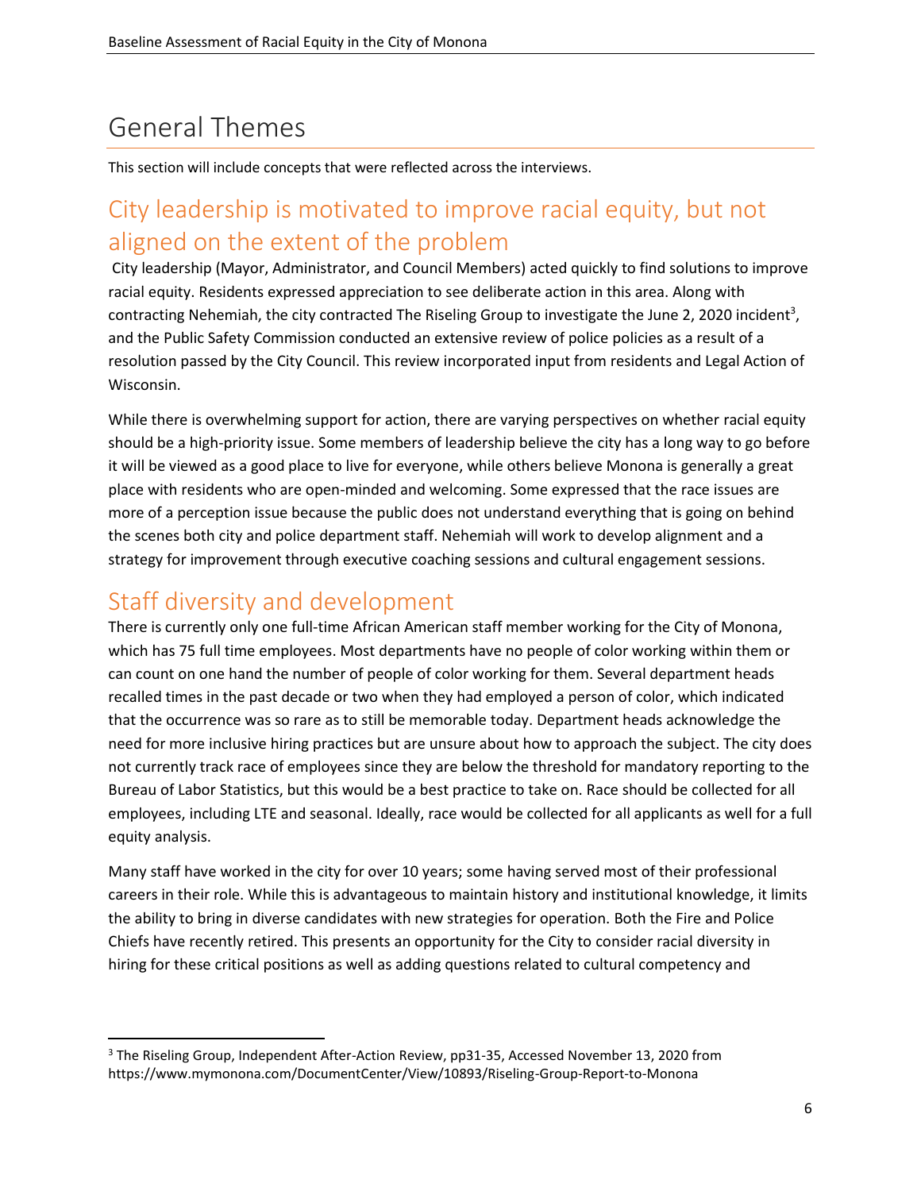# General Themes

This section will include concepts that were reflected across the interviews.

## City leadership is motivated to improve racial equity, but not aligned on the extent of the problem

City leadership (Mayor, Administrator, and Council Members) acted quickly to find solutions to improve racial equity. Residents expressed appreciation to see deliberate action in this area. Along with contracting Nehemiah, the city contracted The Riseling Group to investigate the June 2, 2020 incident[3], and the Public Safety Commission conducted an extensive review of police policies as a result of a resolution passed by the City Council. This review incorporated input from residents and Legal Action of Wisconsin.

While there is overwhelming support for action, there are varying perspectives on whether racial equity should be a high-priority issue. Some members of leadership believe the city has a long way to go before it will be viewed as a good place to live for everyone, while others believe Monona is generally a great place with residents who are open-minded and welcoming. Some expressed that the race issues are more of a perception issue because the public does not understand everything that is going on behind the scenes both city and police department staff. Nehemiah will work to develop alignment and a strategy for improvement through executive coaching sessions and cultural engagement sessions.

## Staff diversity and development

There is currently only one full-time African American staff member working for the City of Monona, which has 75 full time employees. Most departments have no people of color working within them or can count on one hand the number of people of color working for them. Several department heads recalled times in the past decade or two when they had employed a person of color, which indicated that the occurrence was so rare as to still be memorable today. Department heads acknowledge the need for more inclusive hiring practices but are unsure about how to approach the subject. The city does not currently track race of employees since they are below the threshold for mandatory reporting to the Bureau of Labor Statistics, but this would be a best practice to take on. Race should be collected for all employees, including LTE and seasonal. Ideally, race would be collected for all applicants as well for a full equity analysis.

Many staff have worked in the city for over 10 years; some having served most of their professional careers in their role. While this is advantageous to maintain history and institutional knowledge, it limits the ability to bring in diverse candidates with new strategies for operation. Both the Fire and Police Chiefs have recently retired. This presents an opportunity for the City to consider racial diversity in hiring for these critical positions as well as adding questions related to cultural competency and

[3] The Riseling Group, Independent After-Action Review, pp31-35, Accessed November 13, 2020 from https://www.mymonona.com/DocumentCenter/View/10893/Riseling-Group-Report-to-Monona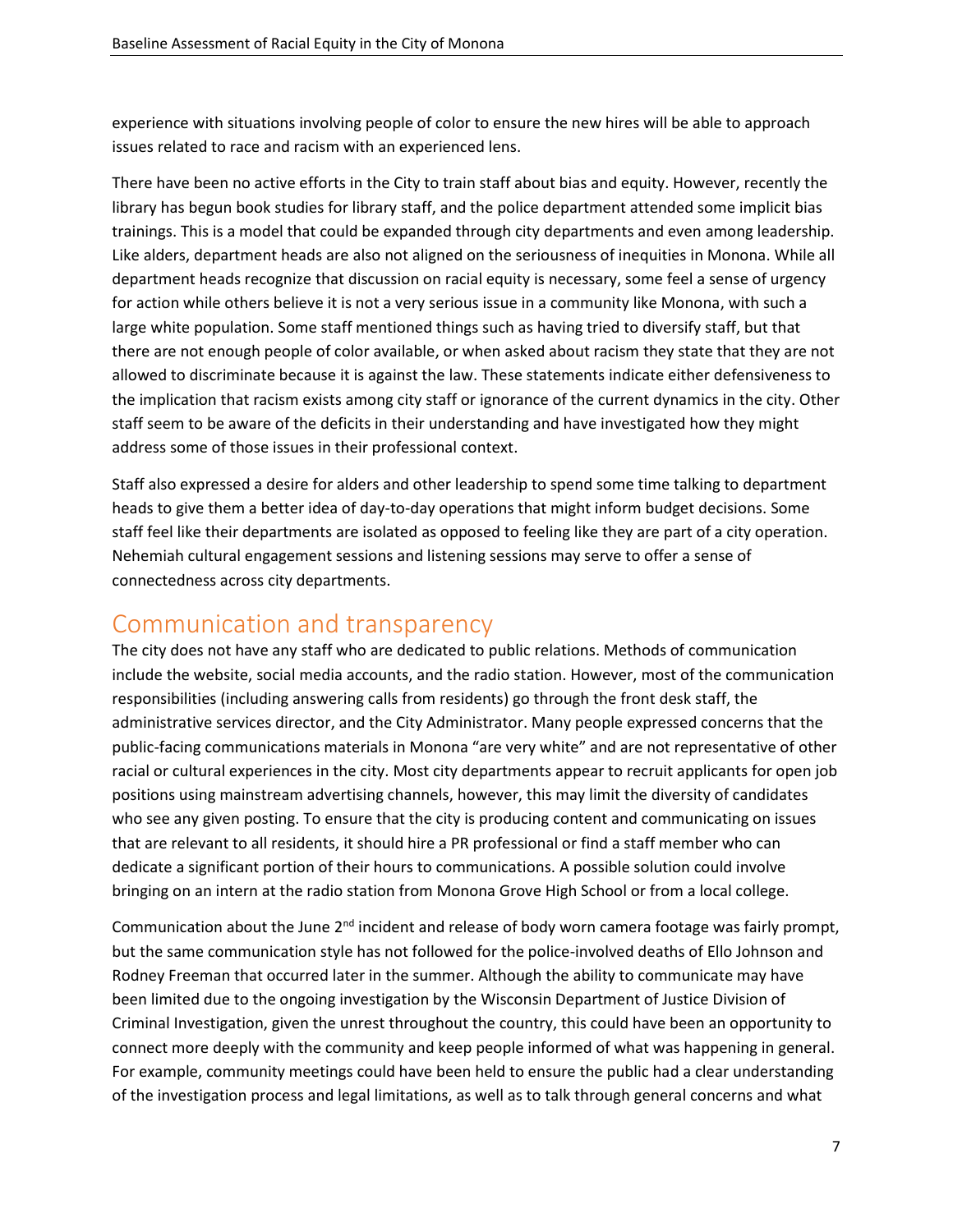experience with situations involving people of color to ensure the new hires will be able to approach issues related to race and racism with an experienced lens.

There have been no active efforts in the City to train staff about bias and equity. However, recently the library has begun book studies for library staff, and the police department attended some implicit bias trainings. This is a model that could be expanded through city departments and even among leadership. Like alders, department heads are also not aligned on the seriousness of inequities in Monona. While all department heads recognize that discussion on racial equity is necessary, some feel a sense of urgency for action while others believe it is not a very serious issue in a community like Monona, with such a large white population. Some staff mentioned things such as having tried to diversify staff, but that there are not enough people of color available, or when asked about racism they state that they are not allowed to discriminate because it is against the law. These statements indicate either defensiveness to the implication that racism exists among city staff or ignorance of the current dynamics in the city. Other staff seem to be aware of the deficits in their understanding and have investigated how they might address some of those issues in their professional context.

Staff also expressed a desire for alders and other leadership to spend some time talking to department heads to give them a better idea of day-to-day operations that might inform budget decisions. Some staff feel like their departments are isolated as opposed to feeling like they are part of a city operation. Nehemiah cultural engagement sessions and listening sessions may serve to offer a sense of connectedness across city departments.

## Communication and transparency

The city does not have any staff who are dedicated to public relations. Methods of communication include the website, social media accounts, and the radio station. However, most of the communication responsibilities (including answering calls from residents) go through the front desk staff, the administrative services director, and the City Administrator. Many people expressed concerns that the public-facing communications materials in Monona "are very white" and are not representative of other racial or cultural experiences in the city. Most city departments appear to recruit applicants for open job positions using mainstream advertising channels, however, this may limit the diversity of candidates who see any given posting. To ensure that the city is producing content and communicating on issues that are relevant to all residents, it should hire a PR professional or find a staff member who can dedicate a significant portion of their hours to communications. A possible solution could involve bringing on an intern at the radio station from Monona Grove High School or from a local college.

Communication about the June 2nd incident and release of body worn camera footage was fairly prompt, but the same communication style has not followed for the police-involved deaths of Ello Johnson and Rodney Freeman that occurred later in the summer. Although the ability to communicate may have been limited due to the ongoing investigation by the Wisconsin Department of Justice Division of Criminal Investigation, given the unrest throughout the country, this could have been an opportunity to connect more deeply with the community and keep people informed of what was happening in general. For example, community meetings could have been held to ensure the public had a clear understanding of the investigation process and legal limitations, as well as to talk through general concerns and what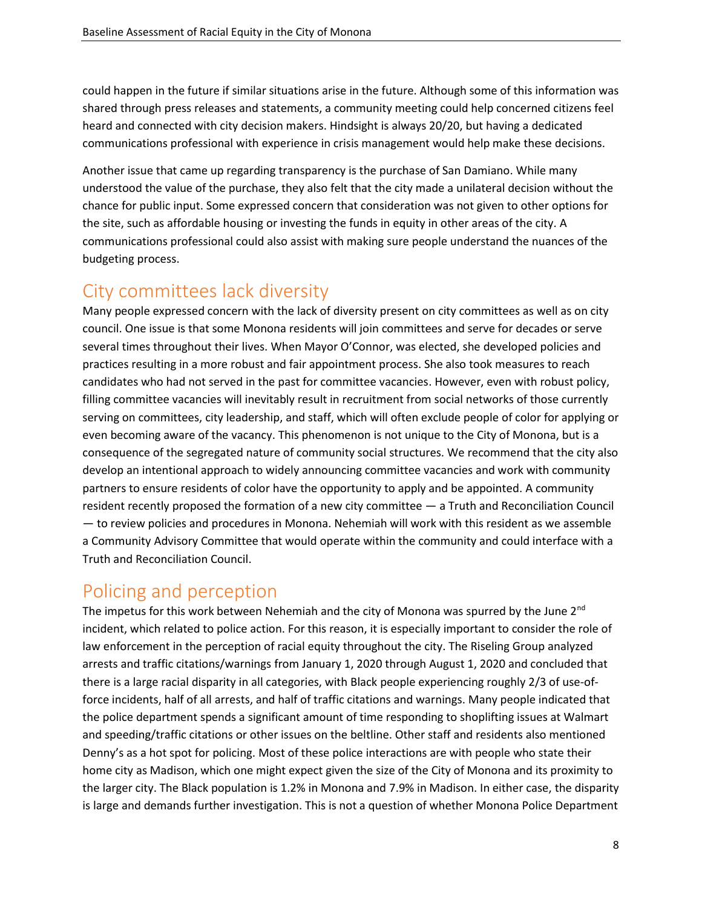could happen in the future if similar situations arise in the future. Although some of this information was shared through press releases and statements, a community meeting could help concerned citizens feel heard and connected with city decision makers. Hindsight is always 20/20, but having a dedicated communications professional with experience in crisis management would help make these decisions.

Another issue that came up regarding transparency is the purchase of San Damiano. While many understood the value of the purchase, they also felt that the city made a unilateral decision without the chance for public input. Some expressed concern that consideration was not given to other options for the site, such as affordable housing or investing the funds in equity in other areas of the city. A communications professional could also assist with making sure people understand the nuances of the budgeting process.

## City committees lack diversity

Many people expressed concern with the lack of diversity present on city committees as well as on city council. One issue is that some Monona residents will join committees and serve for decades or serve several times throughout their lives. When Mayor O'Connor, was elected, she developed policies and practices resulting in a more robust and fair appointment process. She also took measures to reach candidates who had not served in the past for committee vacancies. However, even with robust policy, filling committee vacancies will inevitably result in recruitment from social networks of those currently serving on committees, city leadership, and staff, which will often exclude people of color for applying or even becoming aware of the vacancy. This phenomenon is not unique to the City of Monona, but is a consequence of the segregated nature of community social structures. We recommend that the city also develop an intentional approach to widely announcing committee vacancies and work with community partners to ensure residents of color have the opportunity to apply and be appointed. A community resident recently proposed the formation of a new city committee — a Truth and Reconciliation Council — to review policies and procedures in Monona. Nehemiah will work with this resident as we assemble a Community Advisory Committee that would operate within the community and could interface with a Truth and Reconciliation Council.

## Policing and perception

The impetus for this work between Nehemiah and the city of Monona was spurred by the June 2nd incident, which related to police action. For this reason, it is especially important to consider the role of law enforcement in the perception of racial equity throughout the city. The Riseling Group analyzed arrests and traffic citations/warnings from January 1, 2020 through August 1, 2020 and concluded that there is a large racial disparity in all categories, with Black people experiencing roughly 2/3 of use-of-force incidents, half of all arrests, and half of traffic citations and warnings. Many people indicated that the police department spends a significant amount of time responding to shoplifting issues at Walmart and speeding/traffic citations or other issues on the beltline. Other staff and residents also mentioned Denny's as a hot spot for policing. Most of these police interactions are with people who state their home city as Madison, which one might expect given the size of the City of Monona and its proximity to the larger city. The Black population is 1.2% in Monona and 7.9% in Madison. In either case, the disparity is large and demands further investigation. This is not a question of whether Monona Police Department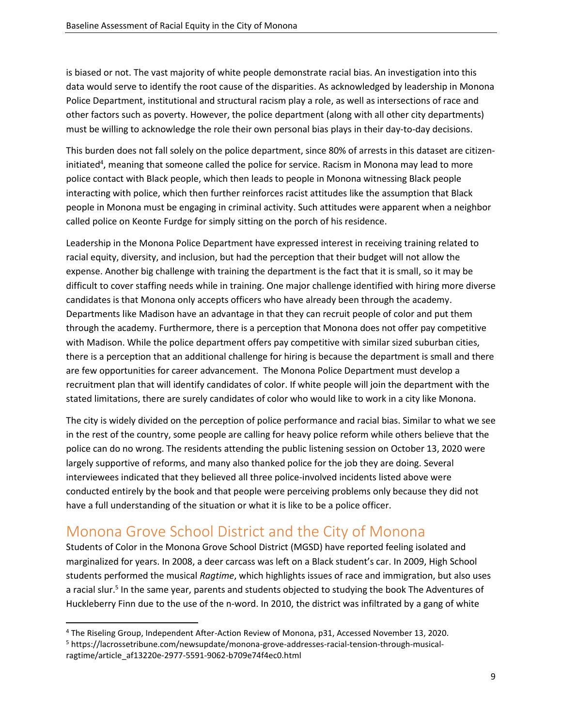is biased or not. The vast majority of white people demonstrate racial bias. An investigation into this data would serve to identify the root cause of the disparities. As acknowledged by leadership in Monona Police Department, institutional and structural racism play a role, as well as intersections of race and other factors such as poverty. However, the police department (along with all other city departments) must be willing to acknowledge the role their own personal bias plays in their day-to-day decisions.

This burden does not fall solely on the police department, since 80% of arrests in this dataset are citizen-initiated[4], meaning that someone called the police for service. Racism in Monona may lead to more police contact with Black people, which then leads to people in Monona witnessing Black people interacting with police, which then further reinforces racist attitudes like the assumption that Black people in Monona must be engaging in criminal activity. Such attitudes were apparent when a neighbor called police on Keonte Furdge for simply sitting on the porch of his residence.

Leadership in the Monona Police Department have expressed interest in receiving training related to racial equity, diversity, and inclusion, but had the perception that their budget will not allow the expense. Another big challenge with training the department is the fact that it is small, so it may be difficult to cover staffing needs while in training. One major challenge identified with hiring more diverse candidates is that Monona only accepts officers who have already been through the academy. Departments like Madison have an advantage in that they can recruit people of color and put them through the academy. Furthermore, there is a perception that Monona does not offer pay competitive with Madison. While the police department offers pay competitive with similar sized suburban cities, there is a perception that an additional challenge for hiring is because the department is small and there are few opportunities for career advancement. The Monona Police Department must develop a recruitment plan that will identify candidates of color. If white people will join the department with the stated limitations, there are surely candidates of color who would like to work in a city like Monona.

The city is widely divided on the perception of police performance and racial bias. Similar to what we see in the rest of the country, some people are calling for heavy police reform while others believe that the police can do no wrong. The residents attending the public listening session on October 13, 2020 were largely supportive of reforms, and many also thanked police for the job they are doing. Several interviewees indicated that they believed all three police-involved incidents listed above were conducted entirely by the book and that people were perceiving problems only because they did not have a full understanding of the situation or what it is like to be a police officer.

## Monona Grove School District and the City of Monona

Students of Color in the Monona Grove School District (MGSD) have reported feeling isolated and marginalized for years. In 2008, a deer carcass was left on a Black student's car. In 2009, High School students performed the musical *Ragtime*, which highlights issues of race and immigration, but also uses a racial slur.[5] In the same year, parents and students objected to studying the book The Adventures of Huckleberry Finn due to the use of the n-word. In 2010, the district was infiltrated by a gang of white

---

[4] The Riseling Group, Independent After-Action Review of Monona, p31, Accessed November 13, 2020.

[5] https://lacrossetribune.com/newsupdate/monona-grove-addresses-racial-tension-through-musical-ragtime/article_af13220e-2977-5591-9062-b709e74f4ec0.html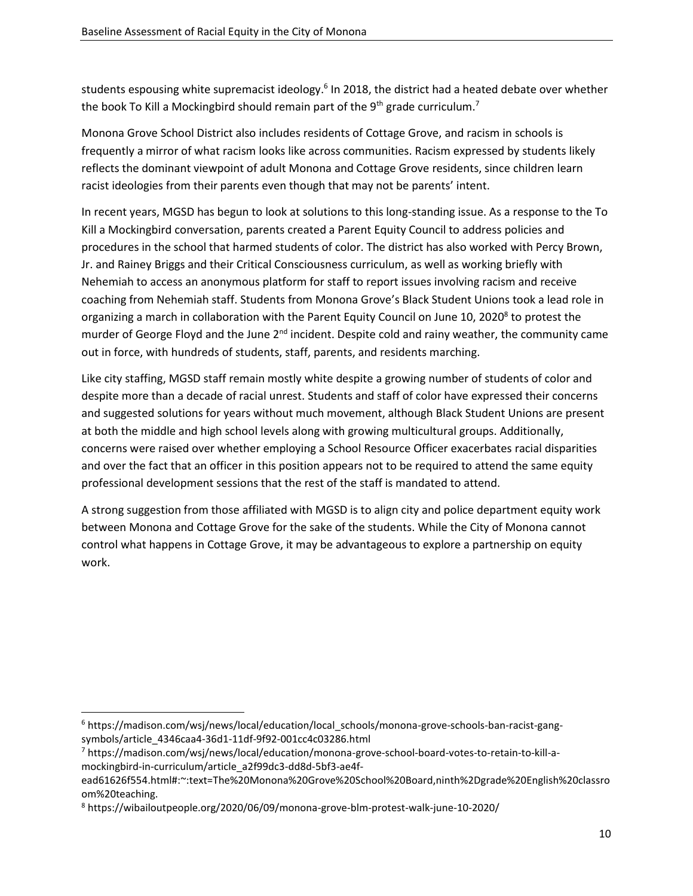students espousing white supremacist ideology.[6] In 2018, the district had a heated debate over whether the book To Kill a Mockingbird should remain part of the 9th grade curriculum.[7]

Monona Grove School District also includes residents of Cottage Grove, and racism in schools is frequently a mirror of what racism looks like across communities. Racism expressed by students likely reflects the dominant viewpoint of adult Monona and Cottage Grove residents, since children learn racist ideologies from their parents even though that may not be parents' intent.

In recent years, MGSD has begun to look at solutions to this long-standing issue. As a response to the To Kill a Mockingbird conversation, parents created a Parent Equity Council to address policies and procedures in the school that harmed students of color. The district has also worked with Percy Brown, Jr. and Rainey Briggs and their Critical Consciousness curriculum, as well as working briefly with Nehemiah to access an anonymous platform for staff to report issues involving racism and receive coaching from Nehemiah staff. Students from Monona Grove's Black Student Unions took a lead role in organizing a march in collaboration with the Parent Equity Council on June 10, 2020[8] to protest the murder of George Floyd and the June 2nd incident. Despite cold and rainy weather, the community came out in force, with hundreds of students, staff, parents, and residents marching.

Like city staffing, MGSD staff remain mostly white despite a growing number of students of color and despite more than a decade of racial unrest. Students and staff of color have expressed their concerns and suggested solutions for years without much movement, although Black Student Unions are present at both the middle and high school levels along with growing multicultural groups. Additionally, concerns were raised over whether employing a School Resource Officer exacerbates racial disparities and over the fact that an officer in this position appears not to be required to attend the same equity professional development sessions that the rest of the staff is mandated to attend.

A strong suggestion from those affiliated with MGSD is to align city and police department equity work between Monona and Cottage Grove for the sake of the students. While the City of Monona cannot control what happens in Cottage Grove, it may be advantageous to explore a partnership on equity work.

---

[6] https://madison.com/wsj/news/local/education/local_schools/monona-grove-schools-ban-racist-gang-symbols/article_4346caa4-36d1-11df-9f92-001cc4c03286.html

[7] https://madison.com/wsj/news/local/education/monona-grove-school-board-votes-to-retain-to-kill-a-mockingbird-in-curriculum/article_a2f99dc3-dd8d-5bf3-ae4f-ead61626f554.html#:~:text=The%20Monona%20Grove%20School%20Board,ninth%2Dgrade%20English%20classroom%20teaching.

[8] https://wibailoutpeople.org/2020/06/09/monona-grove-blm-protest-walk-june-10-2020/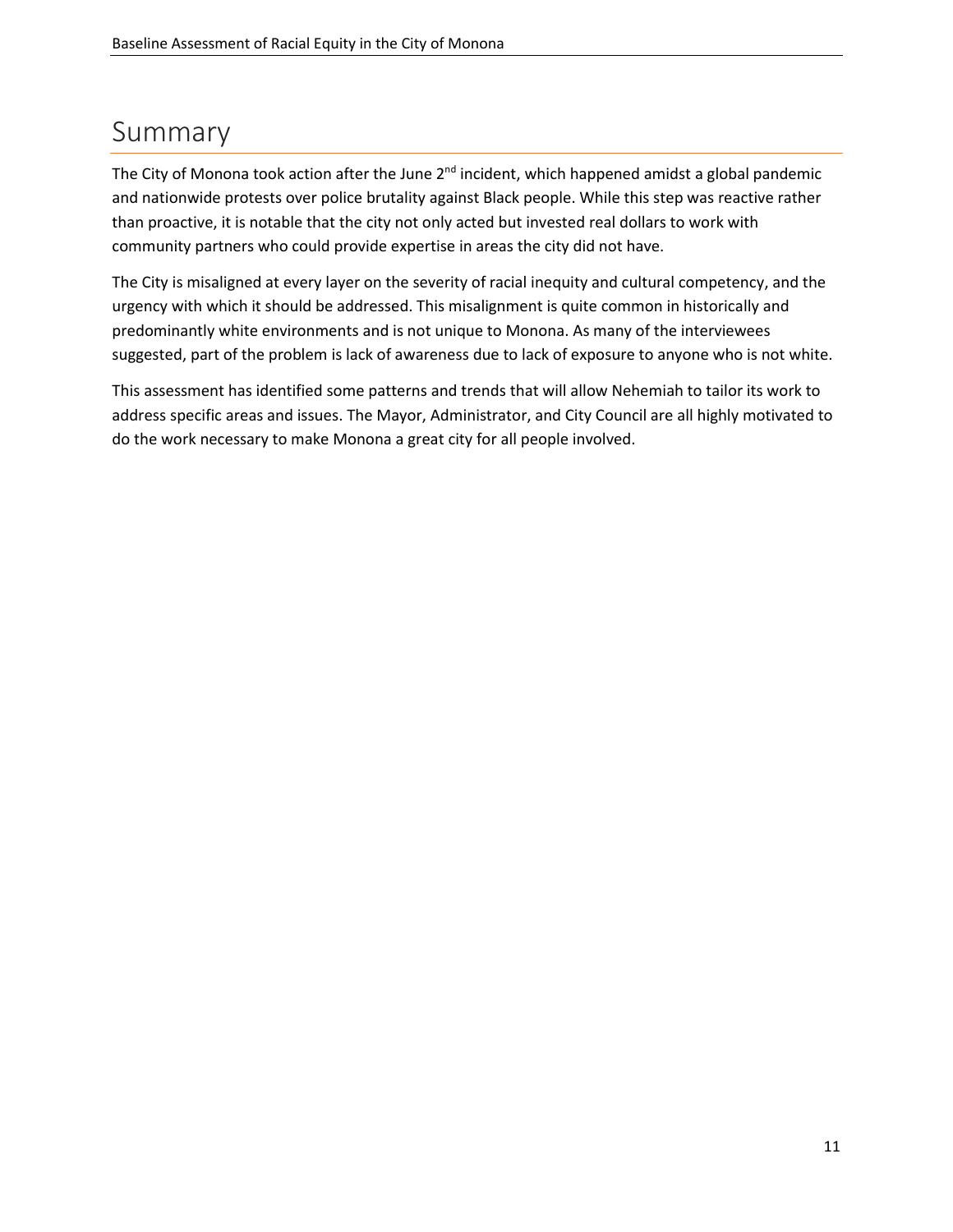# Summary

The City of Monona took action after the June 2nd incident, which happened amidst a global pandemic and nationwide protests over police brutality against Black people. While this step was reactive rather than proactive, it is notable that the city not only acted but invested real dollars to work with community partners who could provide expertise in areas the city did not have.

The City is misaligned at every layer on the severity of racial inequity and cultural competency, and the urgency with which it should be addressed. This misalignment is quite common in historically and predominantly white environments and is not unique to Monona. As many of the interviewees suggested, part of the problem is lack of awareness due to lack of exposure to anyone who is not white.

This assessment has identified some patterns and trends that will allow Nehemiah to tailor its work to address specific areas and issues. The Mayor, Administrator, and City Council are all highly motivated to do the work necessary to make Monona a great city for all people involved.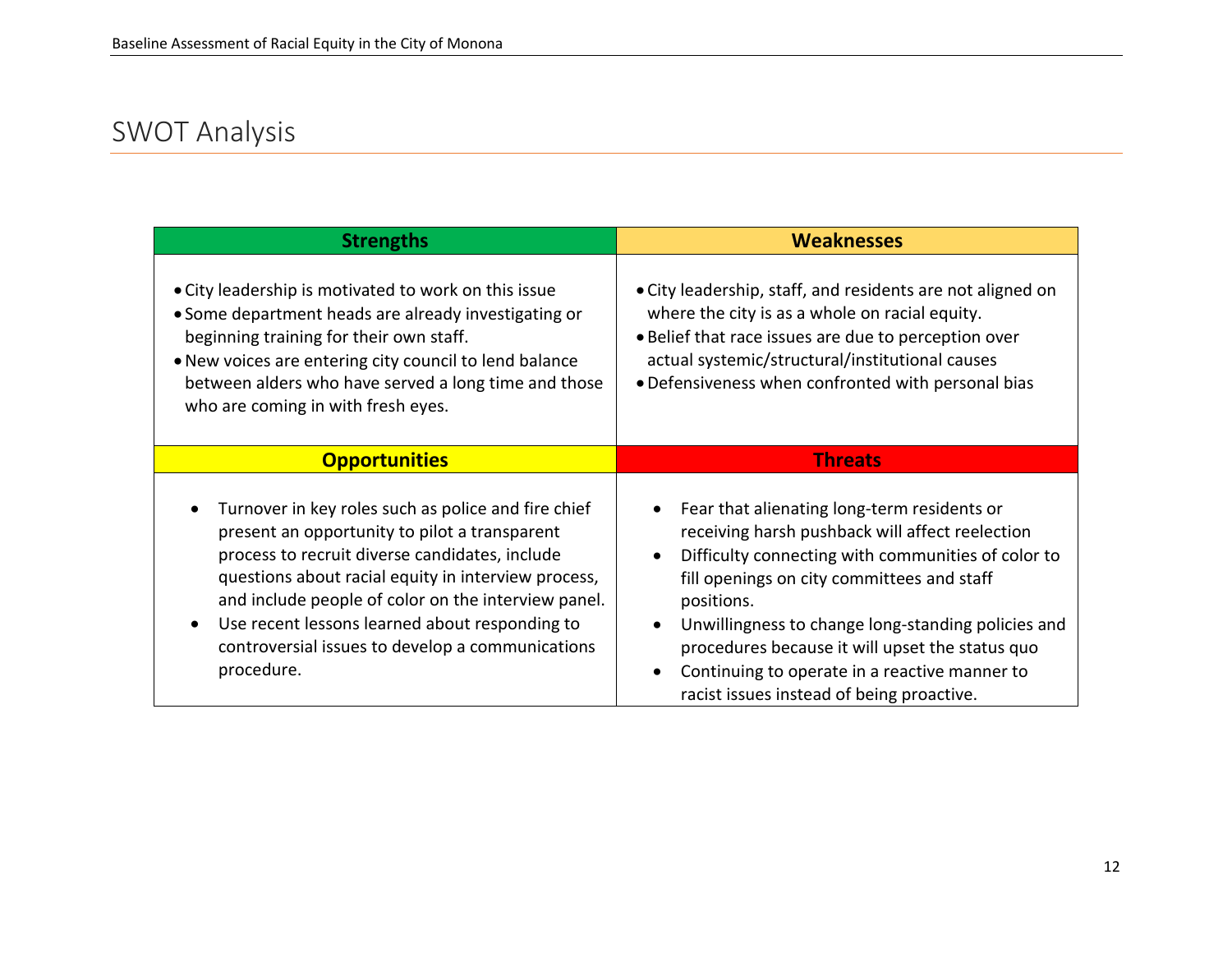# SWOT Analysis

| Strengths | Weaknesses |
|---|---|
| • City leadership is motivated to work on this issue<br>• Some department heads are already investigating or beginning training for their own staff.<br>• New voices are entering city council to lend balance between alders who have served a long time and those who are coming in with fresh eyes. | • City leadership, staff, and residents are not aligned on where the city is as a whole on racial equity.<br>• Belief that race issues are due to perception over actual systemic/structural/institutional causes<br>• Defensiveness when confronted with personal bias |
| **Opportunities** | **Threats** |
| • Turnover in key roles such as police and fire chief present an opportunity to pilot a transparent process to recruit diverse candidates, include questions about racial equity in interview process, and include people of color on the interview panel.<br>• Use recent lessons learned about responding to controversial issues to develop a communications procedure. | • Fear that alienating long-term residents or receiving harsh pushback will affect reelection<br>• Difficulty connecting with communities of color to fill openings on city committees and staff positions.<br>• Unwillingness to change long-standing policies and procedures because it will upset the status quo<br>• Continuing to operate in a reactive manner to racist issues instead of being proactive. |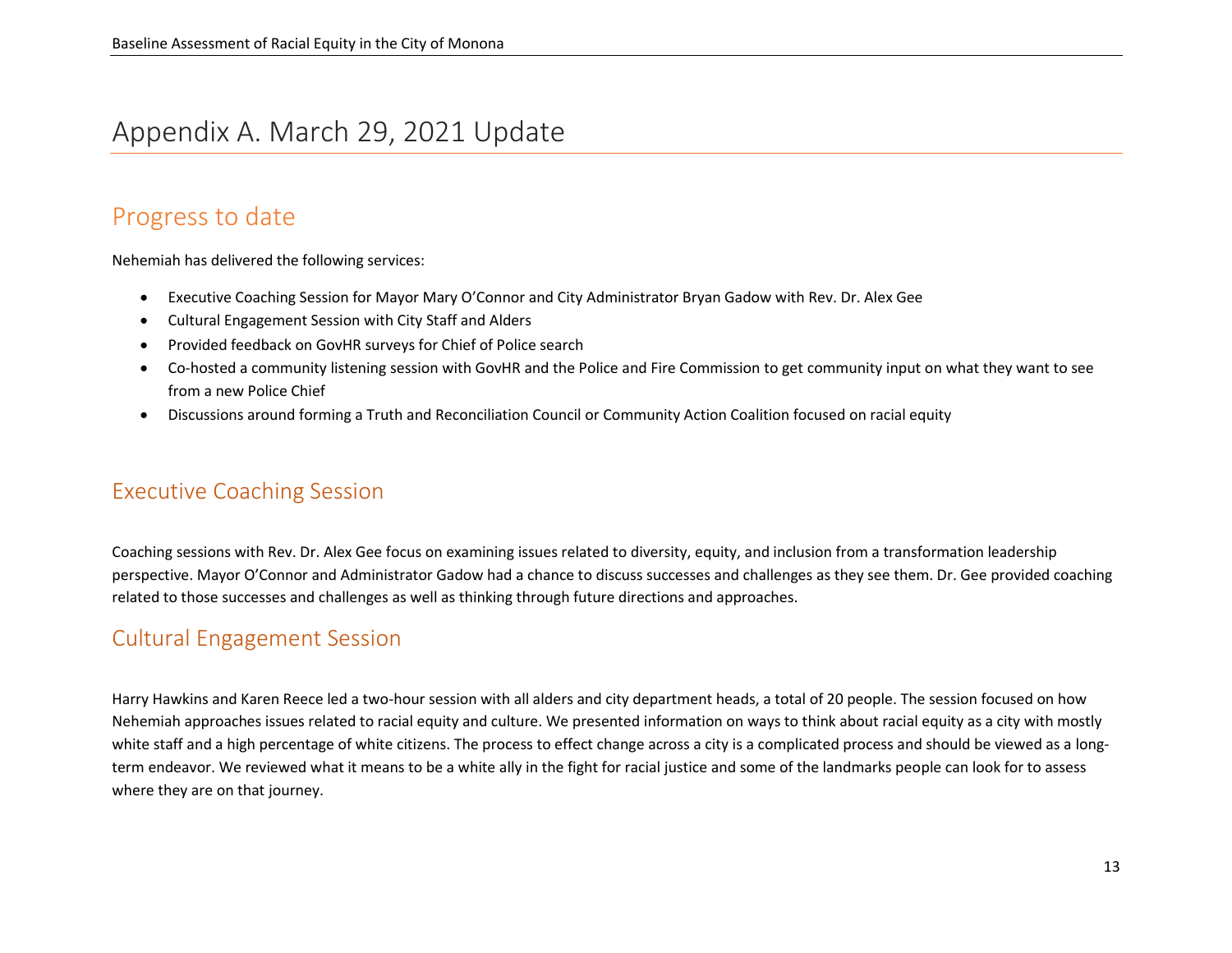# Appendix A. March 29, 2021 Update

## Progress to date

Nehemiah has delivered the following services:

- Executive Coaching Session for Mayor Mary O'Connor and City Administrator Bryan Gadow with Rev. Dr. Alex Gee
- Cultural Engagement Session with City Staff and Alders
- Provided feedback on GovHR surveys for Chief of Police search
- Co-hosted a community listening session with GovHR and the Police and Fire Commission to get community input on what they want to see from a new Police Chief
- Discussions around forming a Truth and Reconciliation Council or Community Action Coalition focused on racial equity

## Executive Coaching Session

Coaching sessions with Rev. Dr. Alex Gee focus on examining issues related to diversity, equity, and inclusion from a transformation leadership perspective. Mayor O'Connor and Administrator Gadow had a chance to discuss successes and challenges as they see them. Dr. Gee provided coaching related to those successes and challenges as well as thinking through future directions and approaches.

## Cultural Engagement Session

Harry Hawkins and Karen Reece led a two-hour session with all alders and city department heads, a total of 20 people. The session focused on how Nehemiah approaches issues related to racial equity and culture. We presented information on ways to think about racial equity as a city with mostly white staff and a high percentage of white citizens. The process to effect change across a city is a complicated process and should be viewed as a long-term endeavor. We reviewed what it means to be a white ally in the fight for racial justice and some of the landmarks people can look for to assess where they are on that journey.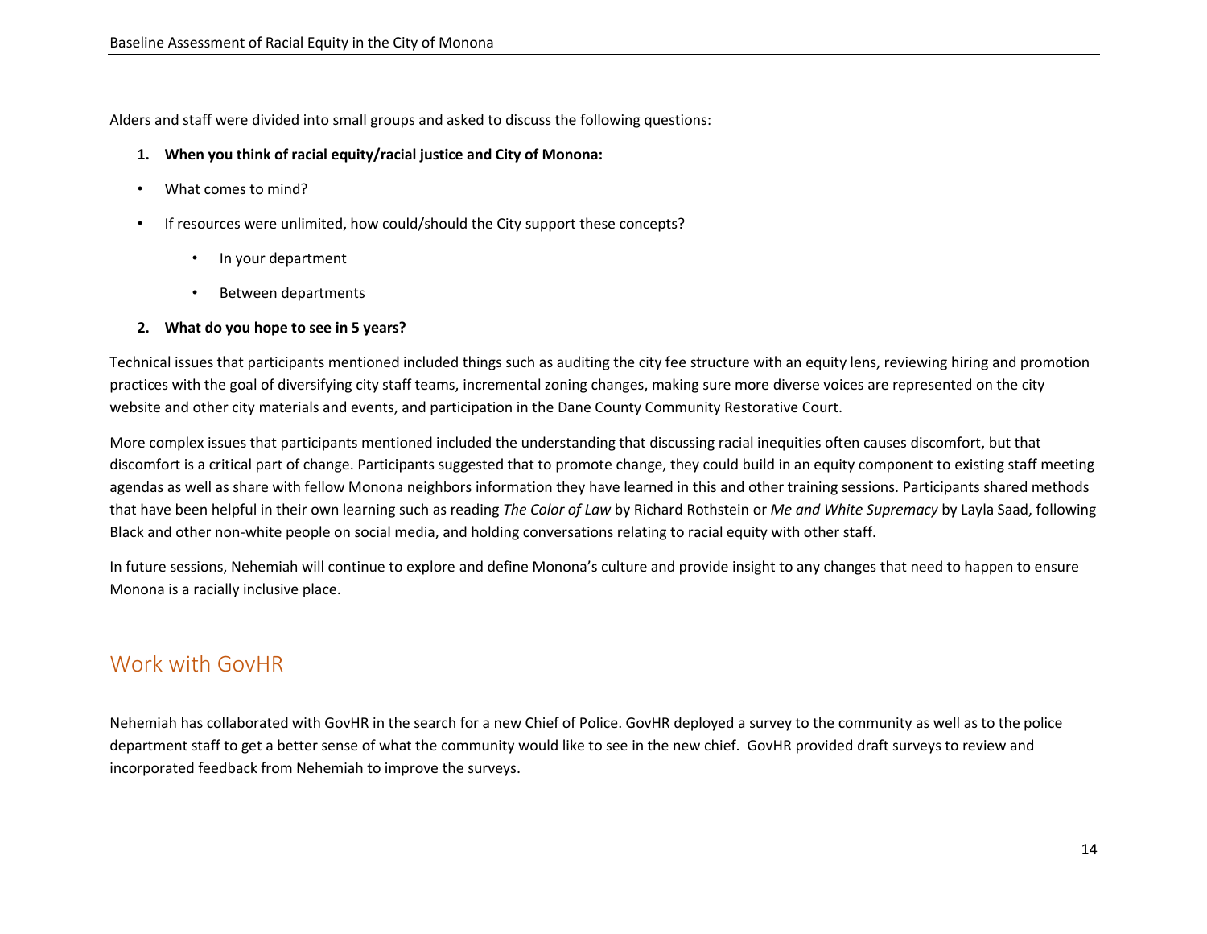Alders and staff were divided into small groups and asked to discuss the following questions:

1. **When you think of racial equity/racial justice and City of Monona:**

- What comes to mind?
- If resources were unlimited, how could/should the City support these concepts?
    - In your department
    - Between departments

2. **What do you hope to see in 5 years?**

Technical issues that participants mentioned included things such as auditing the city fee structure with an equity lens, reviewing hiring and promotion practices with the goal of diversifying city staff teams, incremental zoning changes, making sure more diverse voices are represented on the city website and other city materials and events, and participation in the Dane County Community Restorative Court.

More complex issues that participants mentioned included the understanding that discussing racial inequities often causes discomfort, but that discomfort is a critical part of change. Participants suggested that to promote change, they could build in an equity component to existing staff meeting agendas as well as share with fellow Monona neighbors information they have learned in this and other training sessions. Participants shared methods that have been helpful in their own learning such as reading *The Color of Law* by Richard Rothstein or *Me and White Supremacy* by Layla Saad, following Black and other non-white people on social media, and holding conversations relating to racial equity with other staff.

In future sessions, Nehemiah will continue to explore and define Monona's culture and provide insight to any changes that need to happen to ensure Monona is a racially inclusive place.

## Work with GovHR

Nehemiah has collaborated with GovHR in the search for a new Chief of Police. GovHR deployed a survey to the community as well as to the police department staff to get a better sense of what the community would like to see in the new chief. GovHR provided draft surveys to review and incorporated feedback from Nehemiah to improve the surveys.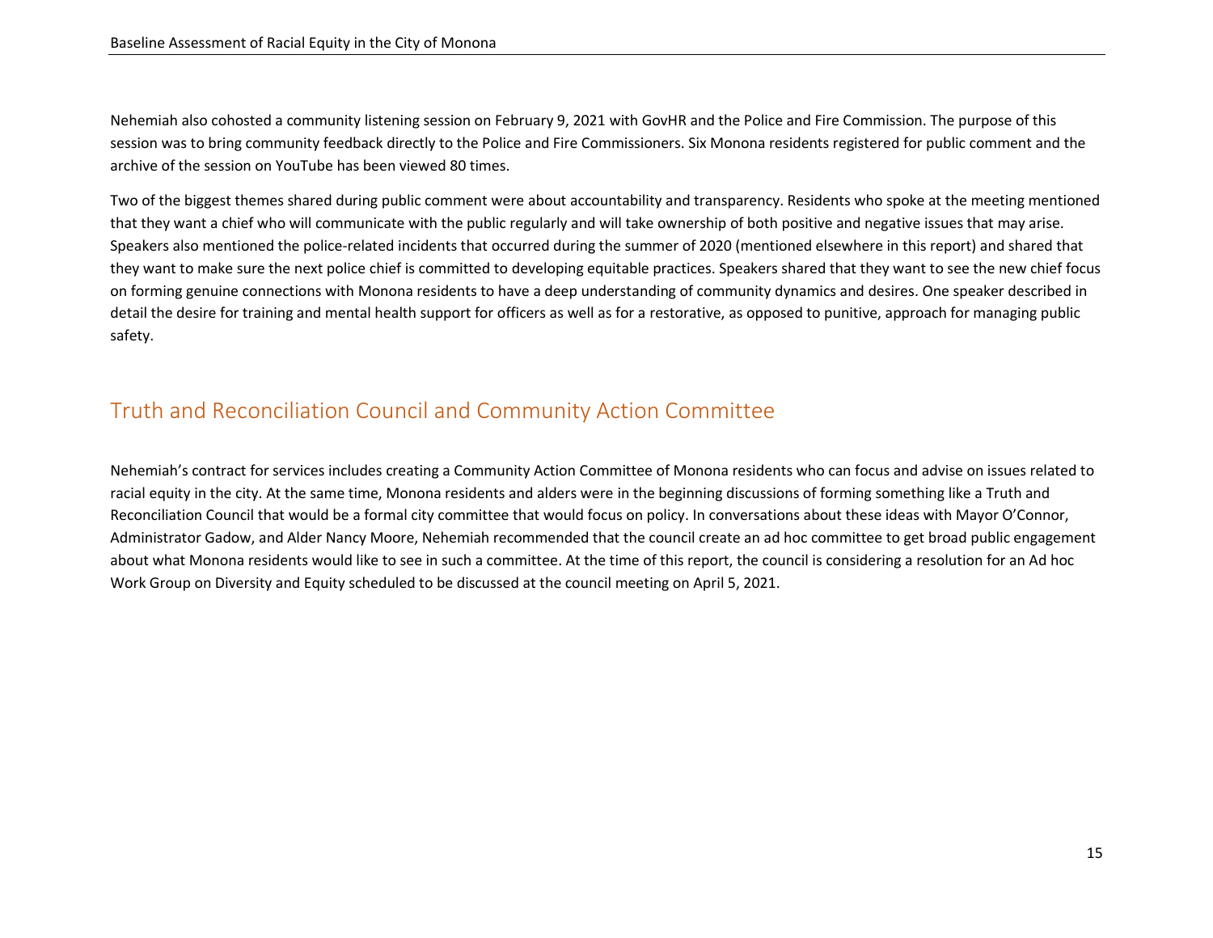Nehemiah also cohosted a community listening session on February 9, 2021 with GovHR and the Police and Fire Commission. The purpose of this session was to bring community feedback directly to the Police and Fire Commissioners. Six Monona residents registered for public comment and the archive of the session on YouTube has been viewed 80 times.

Two of the biggest themes shared during public comment were about accountability and transparency. Residents who spoke at the meeting mentioned that they want a chief who will communicate with the public regularly and will take ownership of both positive and negative issues that may arise. Speakers also mentioned the police-related incidents that occurred during the summer of 2020 (mentioned elsewhere in this report) and shared that they want to make sure the next police chief is committed to developing equitable practices. Speakers shared that they want to see the new chief focus on forming genuine connections with Monona residents to have a deep understanding of community dynamics and desires. One speaker described in detail the desire for training and mental health support for officers as well as for a restorative, as opposed to punitive, approach for managing public safety.

## Truth and Reconciliation Council and Community Action Committee

Nehemiah's contract for services includes creating a Community Action Committee of Monona residents who can focus and advise on issues related to racial equity in the city. At the same time, Monona residents and alders were in the beginning discussions of forming something like a Truth and Reconciliation Council that would be a formal city committee that would focus on policy. In conversations about these ideas with Mayor O'Connor, Administrator Gadow, and Alder Nancy Moore, Nehemiah recommended that the council create an ad hoc committee to get broad public engagement about what Monona residents would like to see in such a committee. At the time of this report, the council is considering a resolution for an Ad hoc Work Group on Diversity and Equity scheduled to be discussed at the council meeting on April 5, 2021.